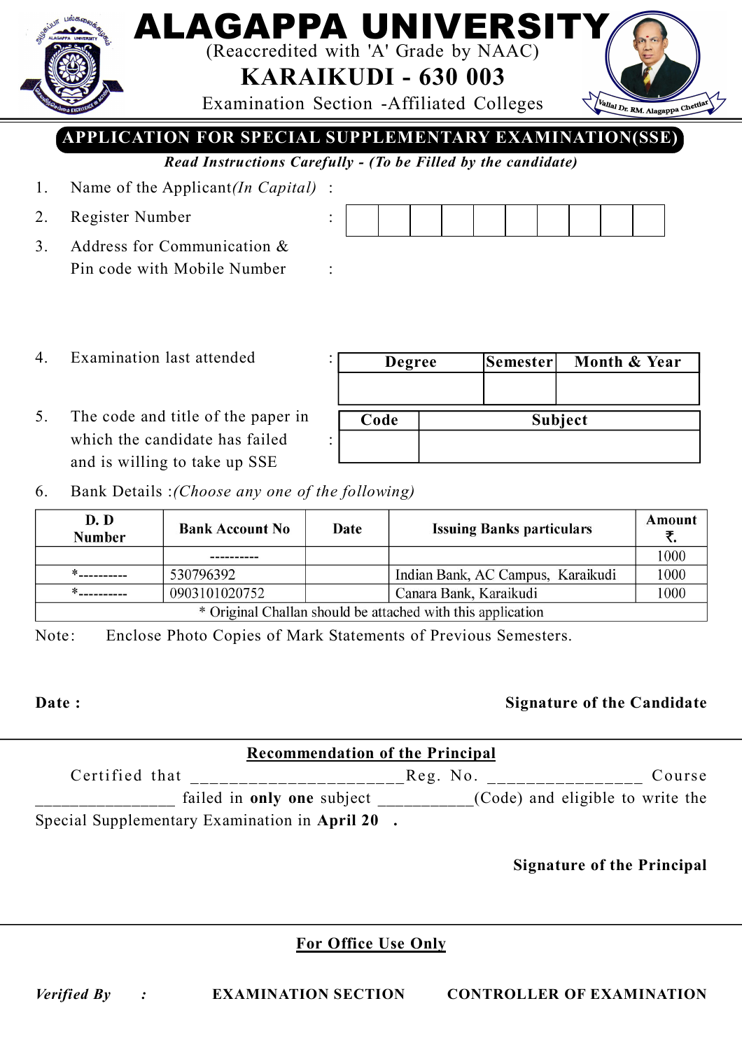# ALAGAPPA UNIVERSITY

(Reaccredited with 'A' Grade by NAAC)

## KARAIKUDI - 630 003

Examination Section -Affiliated Colleges

Vallal Dr. RM. Alagappa Chettiar

## APPLICATION FOR SPECIAL SUPPLEMENTARY EXAMINATION(SSE)

***Read Instructions Carefully - (To be Filled by the candidate)***

1. Name of the Applicant *(In Capital)* :
2. Register Number :

| | | | | | | | | | |
|---|---|---|---|---|---|---|---|---|---|
| | | | | | | | | | |

3. Address for Communication & Pin code with Mobile Number :

4. Examination last attended :

| Degree | Semester | Month & Year |
|---|---|---|
| | | |

5. The code and title of the paper in which the candidate has failed and is willing to take up SSE :

| Code | Subject |
|---|---|
| | |

6. Bank Details :*(Choose any one of the following)*

| D. D Number | Bank Account No | Date | Issuing Banks particulars | Amount ₹. |
|---|---|---|---|---|
| | ---------- | | | 1000 |
| *---------- | 530796392 | | Indian Bank, AC Campus, Karaikudi | 1000 |
| *---------- | 0903101020752 | | Canara Bank, Karaikudi | 1000 |
| * Original Challan should be attached with this application | | | | |

Note: Enclose Photo Copies of Mark Statements of Previous Semesters.

**Date :** **Signature of the Candidate**

---

**Recommendation of the Principal**

Certified that ______________________Reg. No. ________________ Course ________________ failed in **only one** subject ___________(Code) and eligible to write the Special Supplementary Examination in **April 20 .**

**Signature of the Principal**

---

**For Office Use Only**

***Verified By :*** **EXAMINATION SECTION** **CONTROLLER OF EXAMINATION**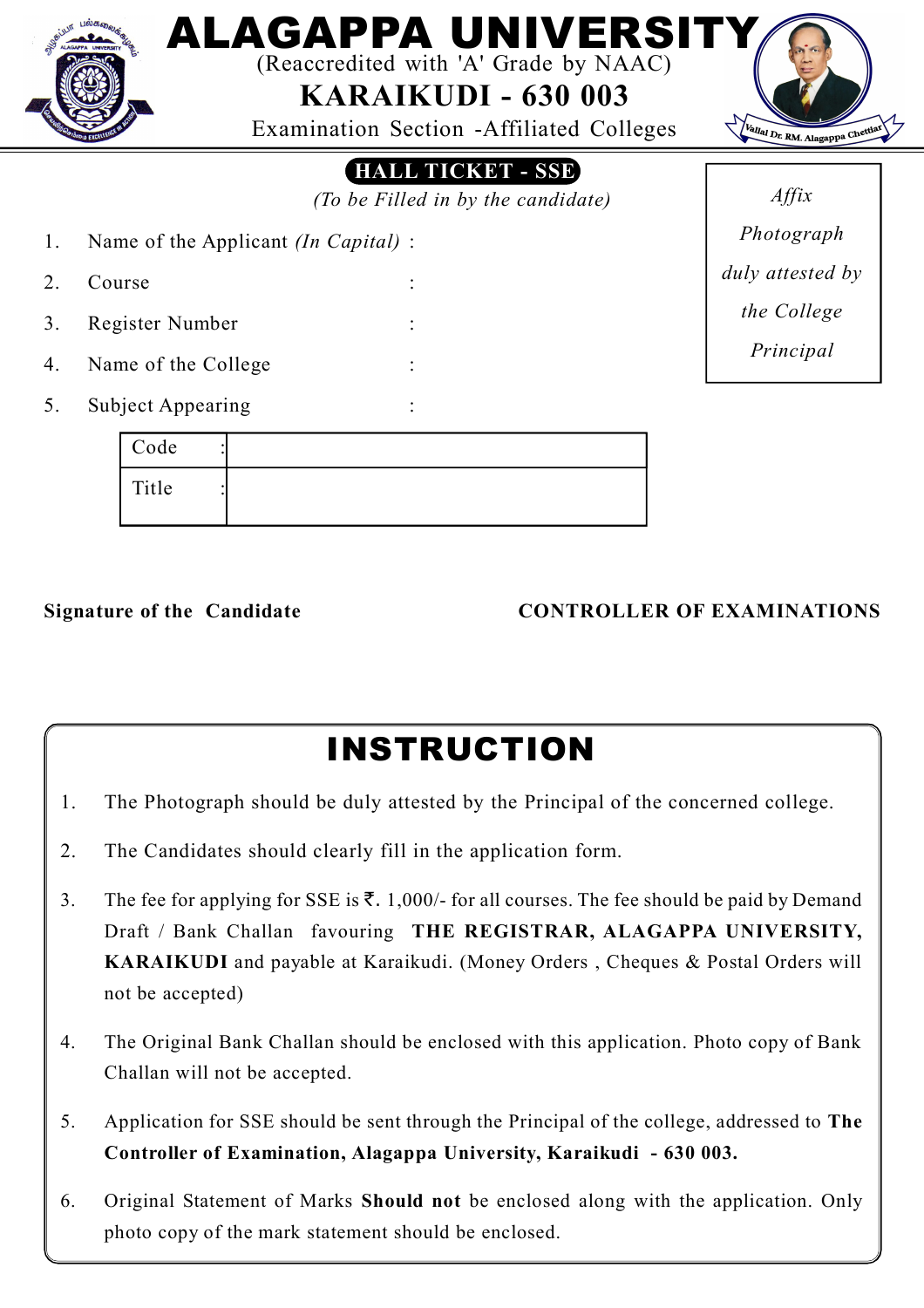# ALAGAPPA UNIVERSITY

(Reaccredited with 'A' Grade by NAAC)

## KARAIKUDI - 630 003

Examination Section -Affiliated Colleges

Vallal Dr. RM. Alagappa Chettiar

## HALL TICKET - SSE

*(To be Filled in by the candidate)*

*Affix Photograph duly attested by the College Principal*

1. Name of the Applicant *(In Capital)* :
2. Course :
3. Register Number :
4. Name of the College :
5. Subject Appearing :

| | |
|---|---|
| Code : | |
| Title : | |

**Signature of the Candidate** **CONTROLLER OF EXAMINATIONS**

# INSTRUCTION

1. The Photograph should be duly attested by the Principal of the concerned college.
2. The Candidates should clearly fill in the application form.
3. The fee for applying for SSE is ₹. 1,000/- for all courses. The fee should be paid by Demand Draft / Bank Challan favouring **THE REGISTRAR, ALAGAPPA UNIVERSITY, KARAIKUDI** and payable at Karaikudi. (Money Orders , Cheques & Postal Orders will not be accepted)
4. The Original Bank Challan should be enclosed with this application. Photo copy of Bank Challan will not be accepted.
5. Application for SSE should be sent through the Principal of the college, addressed to **The Controller of Examination, Alagappa University, Karaikudi - 630 003.**
6. Original Statement of Marks **Should not** be enclosed along with the application. Only photo copy of the mark statement should be enclosed.